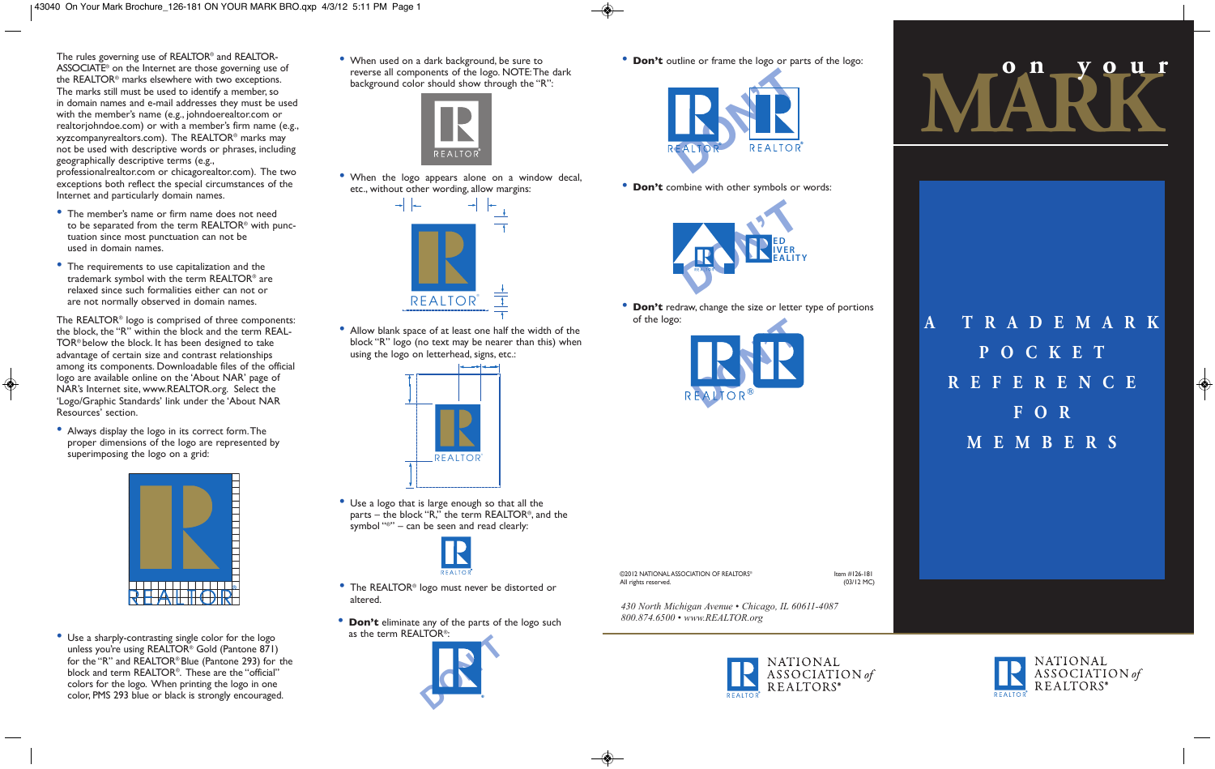The rules governing use of REALTOR® and REALTOR-ASSOCIATE® on the Internet are those governing use of the REALTOR® marks elsewhere with two exceptions. The marks still must be used to identify a member, so in domain names and e-mail addresses they must be used with the member's name (e.g., johndoerealtor.com or realtorjohndoe.com) or with a member's firm name (e.g., xyzcompanyrealtors.com). The REALTOR® marks may not be used with descriptive words or phrases, including geographically descriptive terms (e.g., professionalrealtor.com or chicagorealtor.com). The two exceptions both reflect the special circumstances of the Internet and particularly domain names.

- The member's name or firm name does not need to be separated from the term REALTOR® with punctuation since most punctuation can not be used in domain names.
- The requirements to use capitalization and the trademark symbol with the term REALTOR® are relaxed since such formalities either can not or are not normally observed in domain names.

The REALTOR® logo is comprised of three components: the block, the "R" within the block and the term REALTOR® below the block. It has been designed to take advantage of certain size and contrast relationships among its components. Downloadable files of the official logo are available online on the 'About NAR' page of NAR's Internet site, www.REALTOR.org. Select the 'Logo/Graphic Standards' link under the 'About NAR Resources' section.

- Always display the logo in its correct form. The proper dimensions of the logo are represented by superimposing the logo on a grid:
- Use a sharply-contrasting single color for the logo unless you're using REALTOR® Gold (Pantone 871) for the "R" and REALTOR® Blue (Pantone 293) for the block and term REALTOR®. These are the "official" colors for the logo. When printing the logo in one color, PMS 293 blue or black is strongly encouraged.
- When used on a dark background, be sure to reverse all components of the logo. NOTE: The dark background color should show through the "R":
- When the logo appears alone on a window decal, etc., without other wording, allow margins:
- Allow blank space of at least one half the width of the block "R" logo (no text may be nearer than this) when using the logo on letterhead, signs, etc.:
- Use a logo that is large enough so that all the parts – the block "R," the term REALTOR®, and the symbol "®" – can be seen and read clearly:
- The REALTOR® logo must never be distorted or altered.
- **Don't** eliminate any of the parts of the logo such as the term REALTOR®:
- **Don't** outline or frame the logo or parts of the logo:
- **Don't** combine with other symbols or words:
- **Don't** redraw, change the size or letter type of portions of the logo:

©2012 NATIONAL ASSOCIATION OF REALTORS®
All rights reserved.

Item #126-181
(03/12 MC)

*430 North Michigan Avenue • Chicago, IL 60611-4087*
*800.874.6500 • www.REALTOR.org*

NATIONAL ASSOCIATION *of* REALTORS®

# on your MARK

## A TRADEMARK POCKET REFERENCE FOR MEMBERS

NATIONAL ASSOCIATION *of* REALTORS®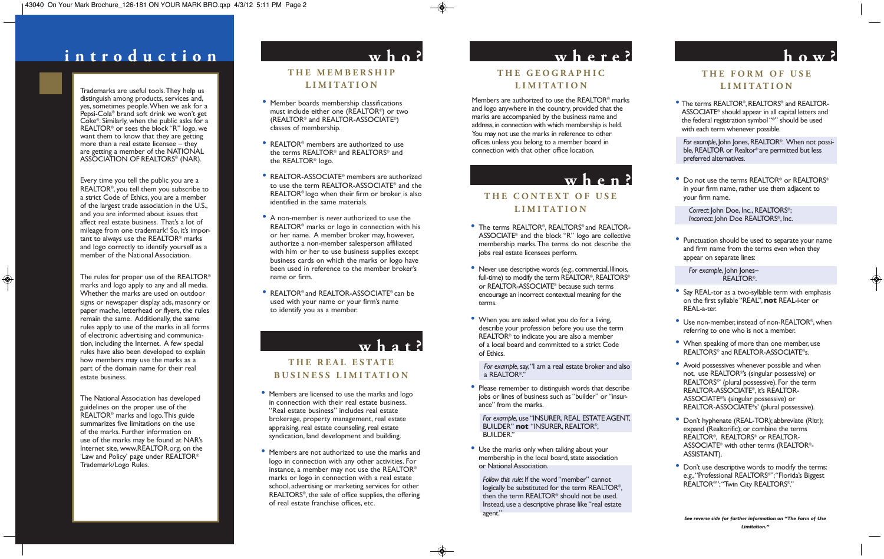# introduction

Trademarks are useful tools. They help us distinguish among products, services and, yes, sometimes people. When we ask for a Pepsi-Cola® brand soft drink we won't get Coke®. Similarly, when the public asks for a REALTOR® or sees the block "R" logo, we want them to know that they are getting more than a real estate licensee – they are getting a member of the NATIONAL ASSOCIATION OF REALTORS® (NAR).

Every time you tell the public you are a REALTOR®, you tell them you subscribe to a strict Code of Ethics, you are a member of the largest trade association in the U.S., and you are informed about issues that affect real estate business. That's a lot of mileage from one trademark! So, it's important to always use the REALTOR® marks and logo correctly to identify yourself as a member of the National Association.

The rules for proper use of the REALTOR® marks and logo apply to any and all media. Whether the marks are used on outdoor signs or newspaper display ads, masonry or paper mache, letterhead or flyers, the rules remain the same. Additionally, the same rules apply to use of the marks in all forms of electronic advertising and communication, including the Internet. A few special rules have also been developed to explain how members may use the marks as a part of the domain name for their real estate business.

The National Association has developed guidelines on the proper use of the REALTOR® marks and logo. This guide summarizes five limitations on the use of the marks. Further information on use of the marks may be found at NAR's Internet site, www.REALTOR.org, on the 'Law and Policy' page under REALTOR® Trademark/Logo Rules.

# who?

## THE MEMBERSHIP LIMITATION

- Member boards membership classifications must include either one (REALTOR®) or two (REALTOR® and REALTOR-ASSOCIATE®) classes of membership.
- REALTOR® members are authorized to use the terms REALTOR® and REALTORS® and the REALTOR® logo.
- REALTOR-ASSOCIATE® members are authorized to use the term REALTOR-ASSOCIATE® and the REALTOR® logo when their firm or broker is also identified in the same materials.
- A non-member is *never* authorized to use the REALTOR® marks or logo in connection with his or her name. A member broker may, however, authorize a non-member salesperson affiliated with him or her to use business supplies except business cards on which the marks or logo have been used in reference to the member broker's name or firm.
- REALTOR® and REALTOR-ASSOCIATE® can be used with your name or your firm's name to identify you as a member.

# what?

## THE REAL ESTATE BUSINESS LIMITATION

- Members are licensed to use the marks and logo in connection with their real estate business. "Real estate business" includes real estate brokerage, property management, real estate appraising, real estate counseling, real estate syndication, land development and building.
- Members are not authorized to use the marks and logo in connection with any other activities. For instance, a member may not use the REALTOR® marks or logo in connection with a real estate school, advertising or marketing services for other REALTORS®, the sale of office supplies, the offering of real estate franchise offices, etc.

# where?

## THE GEOGRAPHIC LIMITATION

Members are authorized to use the REALTOR® marks and logo anywhere in the country, provided that the marks are accompanied by the business name and address, in connection with which membership is held. You may not use the marks in reference to other offices unless you belong to a member board in connection with that other office location.

# when?

## THE CONTEXT OF USE LIMITATION

- The terms REALTOR®, REALTORS® and REALTOR-ASSOCIATE® and the block "R" logo are collective membership marks. The terms do not describe the jobs real estate licensees perform.
- Never use descriptive words (e.g., commercial, Illinois, full-time) to modify the term REALTOR®, REALTORS® or REALTOR-ASSOCIATE® because such terms encourage an incorrect contextual meaning for the terms.
- When you are asked what you do for a living, describe your profession before you use the term REALTOR® to indicate you are also a member of a local board and committed to a strict Code of Ethics.

  *For example*, say, "I am a real estate broker and also a REALTOR®."

- Please remember to distinguish words that describe jobs or lines of business such as "builder" or "insurance" from the marks.

  *For example*, use "INSURER, REAL ESTATE AGENT, BUILDER" **not** "INSURER, REALTOR®, BUILDER."

- Use the marks only when talking about your membership in the local board, state association or National Association.

  *Follow this rule*: If the word "member" cannot logically be substituted for the term REALTOR®, then the term REALTOR® should not be used. Instead, use a descriptive phrase like "real estate agent."

# how?

## THE FORM OF USE LIMITATION

- The terms REALTOR®, REALTORS® and REALTOR-ASSOCIATE® should appear in all capital letters and the federal registration symbol "®" should be used with each term whenever possible.

  *For example*, John Jones, REALTOR®. When not possible, REALTOR or Realtor® are permitted but less preferred alternatives.

- Do not use the terms REALTOR® or REALTORS® in your firm name, rather use them adjacent to your firm name.

  *Correct:* John Doe, Inc., REALTORS®;
  *Incorrect:* John Doe REALTORS®, Inc.

- Punctuation should be used to separate your name and firm name from the terms even when they appear on separate lines:

  *For example*, John Jones–
  REALTOR®.

- Say REAL-tor as a two-syllable term with emphasis on the first syllable "REAL", **not** REAL-i-ter or REAL-a-ter.
- Use non-member, instead of non-REALTOR®, when referring to one who is not a member.
- When speaking of more than one member, use REALTORS® and REALTOR-ASSOCIATE®s.
- Avoid possessives whenever possible and when not, use REALTOR®'s (singular possessive) or REALTORS®' (plural possessive). For the term REALTOR-ASSOCIATE®, it's REALTOR-ASSOCIATE®'s (singular possessive) or REALTOR-ASSOCIATE®s' (plural possessive).
- Don't hyphenate (REAL-TOR); abbreviate (Rltr.); expand (Realtorific); or combine the terms REALTOR®, REALTORS® or REALTOR-ASSOCIATE® with other terms (REALTOR®-ASSISTANT).
- Don't use descriptive words to modify the terms: e.g., "Professional REALTORS®"; "Florida's Biggest REALTOR®"; "Twin City REALTORS®."

***See reverse side for further information on "The Form of Use Limitation."***